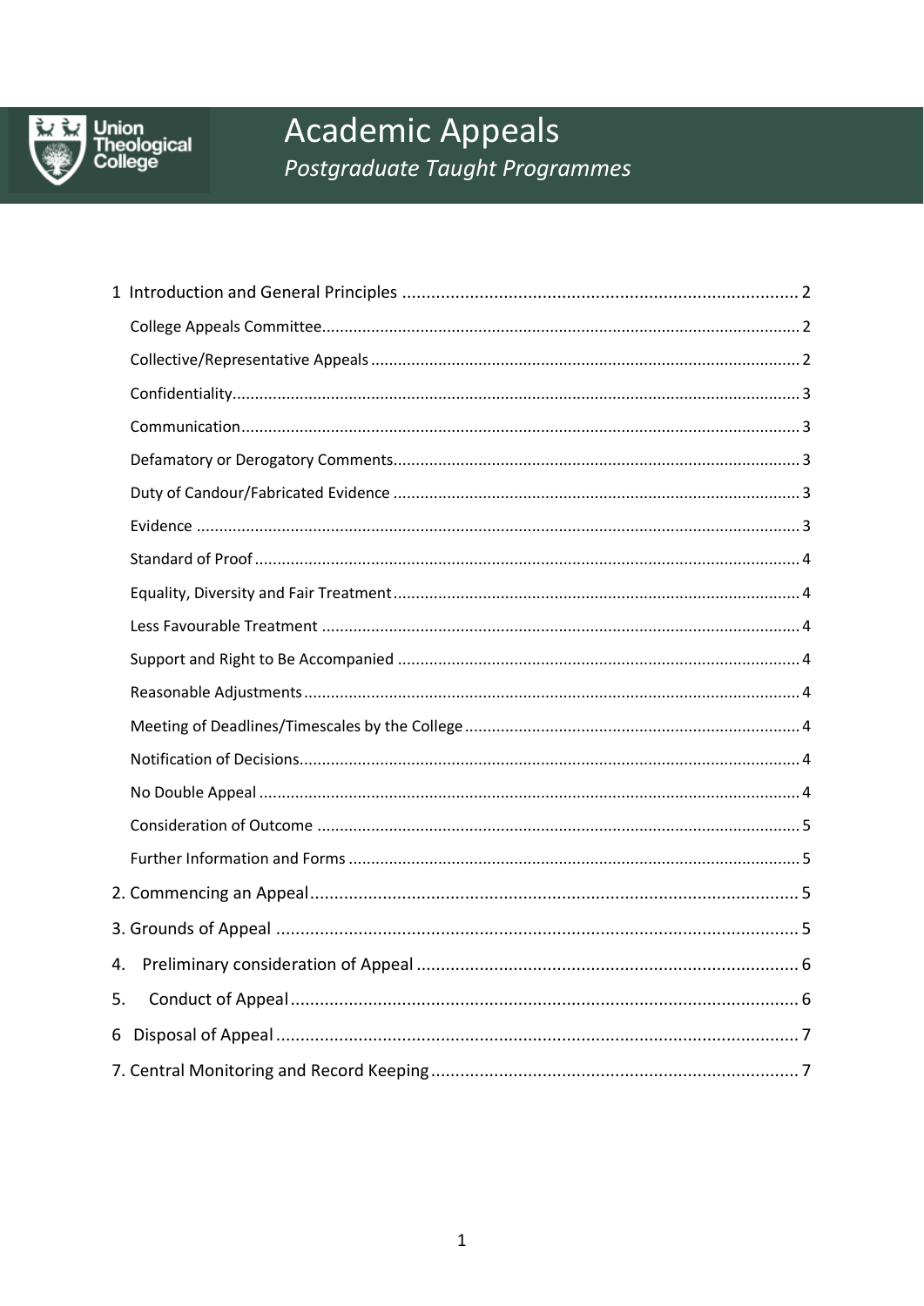Union Theological College

# Academic Appeals

*Postgraduate Taught Programmes*

1 Introduction and General Principles .......... 2
- College Appeals Committee .......... 2
- Collective/Representative Appeals .......... 2
- Confidentiality .......... 3
- Communication .......... 3
- Defamatory or Derogatory Comments .......... 3
- Duty of Candour/Fabricated Evidence .......... 3
- Evidence .......... 3
- Standard of Proof .......... 4
- Equality, Diversity and Fair Treatment .......... 4
- Less Favourable Treatment .......... 4
- Support and Right to Be Accompanied .......... 4
- Reasonable Adjustments .......... 4
- Meeting of Deadlines/Timescales by the College .......... 4
- Notification of Decisions .......... 4
- No Double Appeal .......... 4
- Consideration of Outcome .......... 5
- Further Information and Forms .......... 5

2. Commencing an Appeal .......... 5

3. Grounds of Appeal .......... 5

4. Preliminary consideration of Appeal .......... 6

5. Conduct of Appeal .......... 6

6 Disposal of Appeal .......... 7

7. Central Monitoring and Record Keeping .......... 7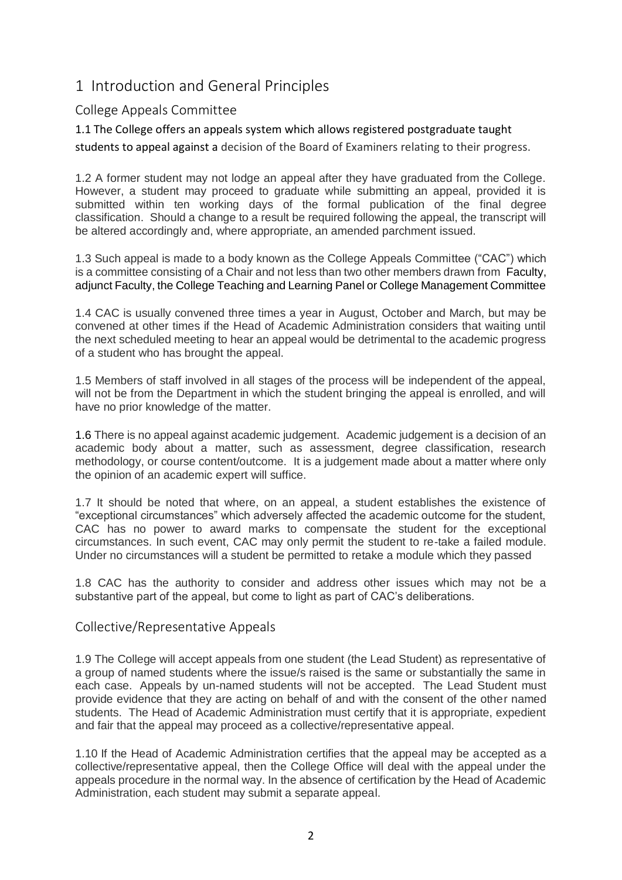# 1 Introduction and General Principles

## College Appeals Committee

1.1 The College offers an appeals system which allows registered postgraduate taught students to appeal against a decision of the Board of Examiners relating to their progress.

1.2 A former student may not lodge an appeal after they have graduated from the College. However, a student may proceed to graduate while submitting an appeal, provided it is submitted within ten working days of the formal publication of the final degree classification. Should a change to a result be required following the appeal, the transcript will be altered accordingly and, where appropriate, an amended parchment issued.

1.3 Such appeal is made to a body known as the College Appeals Committee ("CAC") which is a committee consisting of a Chair and not less than two other members drawn from Faculty, adjunct Faculty, the College Teaching and Learning Panel or College Management Committee

1.4 CAC is usually convened three times a year in August, October and March, but may be convened at other times if the Head of Academic Administration considers that waiting until the next scheduled meeting to hear an appeal would be detrimental to the academic progress of a student who has brought the appeal.

1.5 Members of staff involved in all stages of the process will be independent of the appeal, will not be from the Department in which the student bringing the appeal is enrolled, and will have no prior knowledge of the matter.

1.6 There is no appeal against academic judgement. Academic judgement is a decision of an academic body about a matter, such as assessment, degree classification, research methodology, or course content/outcome. It is a judgement made about a matter where only the opinion of an academic expert will suffice.

1.7 It should be noted that where, on an appeal, a student establishes the existence of "exceptional circumstances" which adversely affected the academic outcome for the student, CAC has no power to award marks to compensate the student for the exceptional circumstances. In such event, CAC may only permit the student to re-take a failed module. Under no circumstances will a student be permitted to retake a module which they passed

1.8 CAC has the authority to consider and address other issues which may not be a substantive part of the appeal, but come to light as part of CAC's deliberations.

## Collective/Representative Appeals

1.9 The College will accept appeals from one student (the Lead Student) as representative of a group of named students where the issue/s raised is the same or substantially the same in each case. Appeals by un-named students will not be accepted. The Lead Student must provide evidence that they are acting on behalf of and with the consent of the other named students. The Head of Academic Administration must certify that it is appropriate, expedient and fair that the appeal may proceed as a collective/representative appeal.

1.10 If the Head of Academic Administration certifies that the appeal may be accepted as a collective/representative appeal, then the College Office will deal with the appeal under the appeals procedure in the normal way. In the absence of certification by the Head of Academic Administration, each student may submit a separate appeal.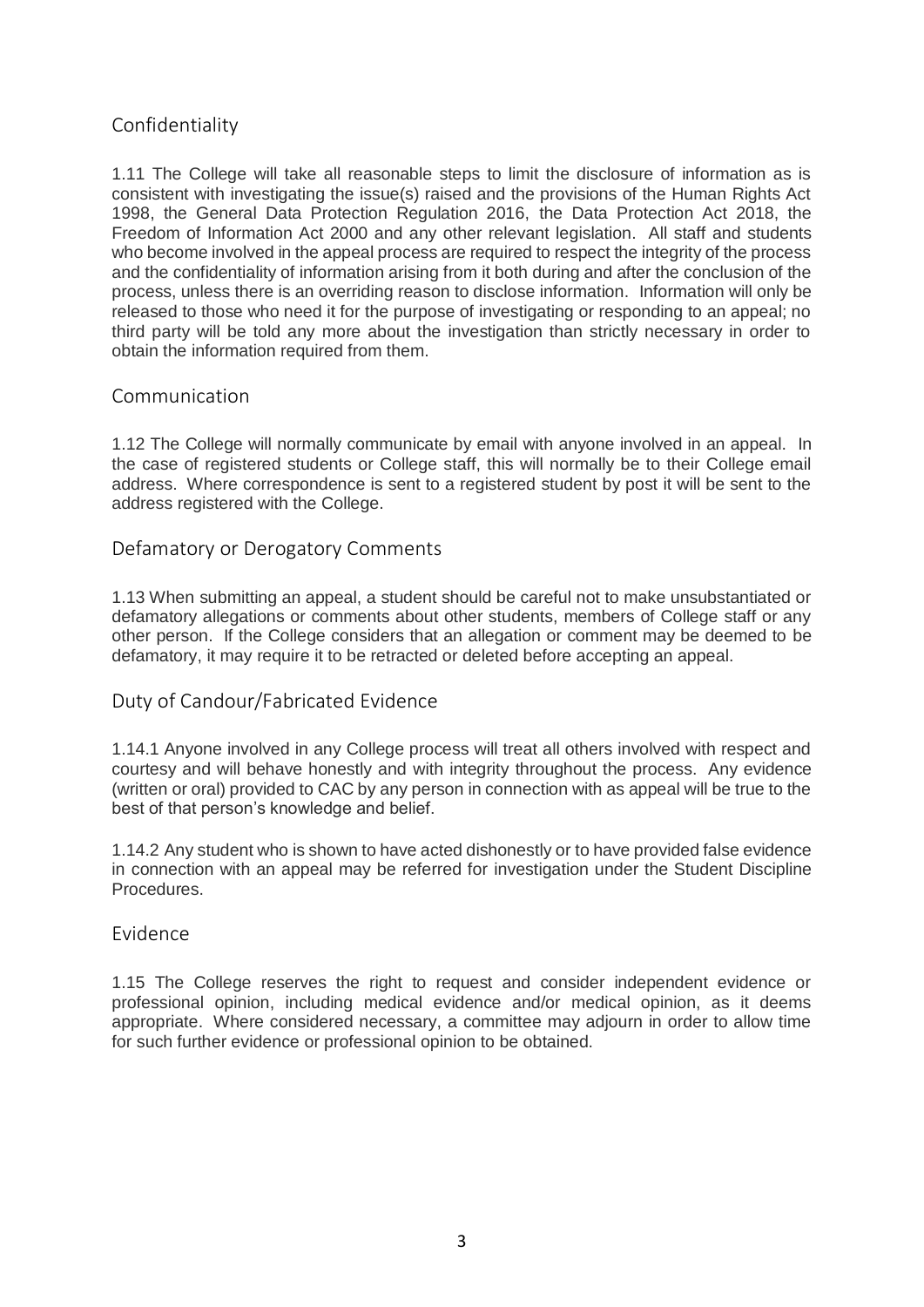## Confidentiality

1.11 The College will take all reasonable steps to limit the disclosure of information as is consistent with investigating the issue(s) raised and the provisions of the Human Rights Act 1998, the General Data Protection Regulation 2016, the Data Protection Act 2018, the Freedom of Information Act 2000 and any other relevant legislation. All staff and students who become involved in the appeal process are required to respect the integrity of the process and the confidentiality of information arising from it both during and after the conclusion of the process, unless there is an overriding reason to disclose information. Information will only be released to those who need it for the purpose of investigating or responding to an appeal; no third party will be told any more about the investigation than strictly necessary in order to obtain the information required from them.

## Communication

1.12 The College will normally communicate by email with anyone involved in an appeal. In the case of registered students or College staff, this will normally be to their College email address. Where correspondence is sent to a registered student by post it will be sent to the address registered with the College.

## Defamatory or Derogatory Comments

1.13 When submitting an appeal, a student should be careful not to make unsubstantiated or defamatory allegations or comments about other students, members of College staff or any other person. If the College considers that an allegation or comment may be deemed to be defamatory, it may require it to be retracted or deleted before accepting an appeal.

## Duty of Candour/Fabricated Evidence

1.14.1 Anyone involved in any College process will treat all others involved with respect and courtesy and will behave honestly and with integrity throughout the process. Any evidence (written or oral) provided to CAC by any person in connection with as appeal will be true to the best of that person's knowledge and belief.

1.14.2 Any student who is shown to have acted dishonestly or to have provided false evidence in connection with an appeal may be referred for investigation under the Student Discipline Procedures.

## Evidence

1.15 The College reserves the right to request and consider independent evidence or professional opinion, including medical evidence and/or medical opinion, as it deems appropriate. Where considered necessary, a committee may adjourn in order to allow time for such further evidence or professional opinion to be obtained.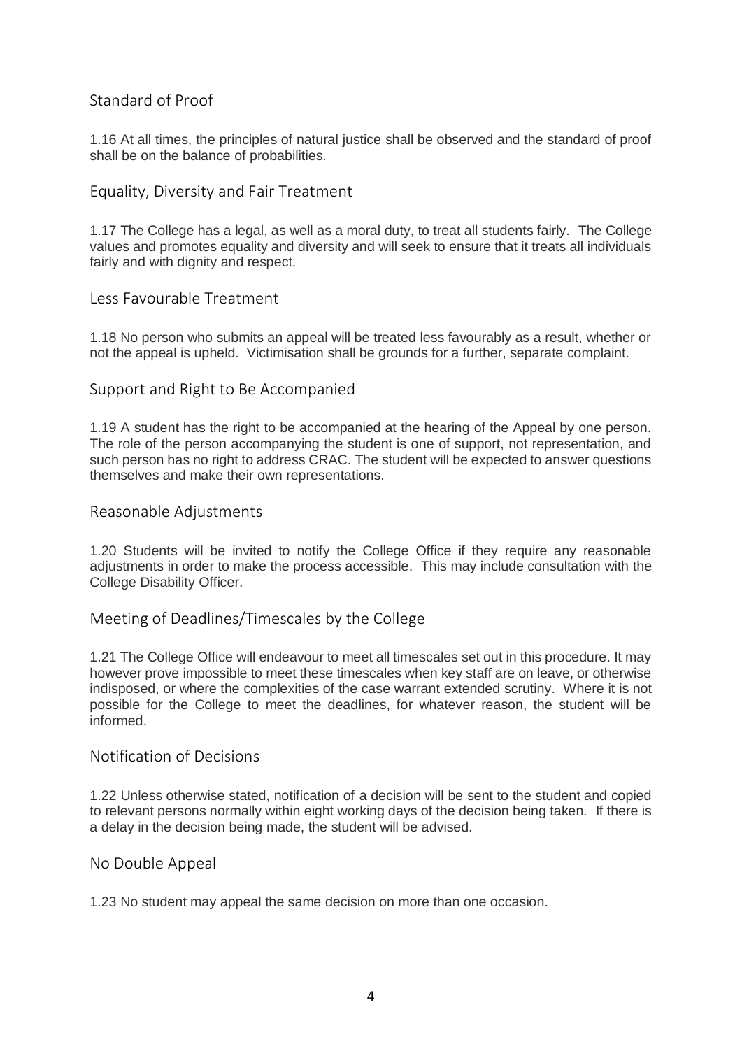## Standard of Proof

1.16 At all times, the principles of natural justice shall be observed and the standard of proof shall be on the balance of probabilities.

## Equality, Diversity and Fair Treatment

1.17 The College has a legal, as well as a moral duty, to treat all students fairly. The College values and promotes equality and diversity and will seek to ensure that it treats all individuals fairly and with dignity and respect.

## Less Favourable Treatment

1.18 No person who submits an appeal will be treated less favourably as a result, whether or not the appeal is upheld. Victimisation shall be grounds for a further, separate complaint.

## Support and Right to Be Accompanied

1.19 A student has the right to be accompanied at the hearing of the Appeal by one person. The role of the person accompanying the student is one of support, not representation, and such person has no right to address CRAC. The student will be expected to answer questions themselves and make their own representations.

## Reasonable Adjustments

1.20 Students will be invited to notify the College Office if they require any reasonable adjustments in order to make the process accessible. This may include consultation with the College Disability Officer.

## Meeting of Deadlines/Timescales by the College

1.21 The College Office will endeavour to meet all timescales set out in this procedure. It may however prove impossible to meet these timescales when key staff are on leave, or otherwise indisposed, or where the complexities of the case warrant extended scrutiny. Where it is not possible for the College to meet the deadlines, for whatever reason, the student will be informed.

## Notification of Decisions

1.22 Unless otherwise stated, notification of a decision will be sent to the student and copied to relevant persons normally within eight working days of the decision being taken. If there is a delay in the decision being made, the student will be advised.

## No Double Appeal

1.23 No student may appeal the same decision on more than one occasion.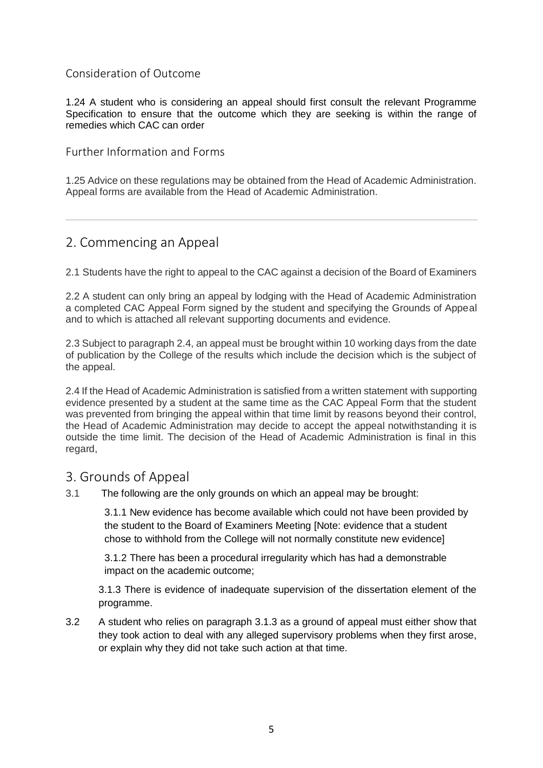### Consideration of Outcome

1.24 A student who is considering an appeal should first consult the relevant Programme Specification to ensure that the outcome which they are seeking is within the range of remedies which CAC can order

### Further Information and Forms

1.25 Advice on these regulations may be obtained from the Head of Academic Administration. Appeal forms are available from the Head of Academic Administration.

---

## 2. Commencing an Appeal

2.1 Students have the right to appeal to the CAC against a decision of the Board of Examiners

2.2 A student can only bring an appeal by lodging with the Head of Academic Administration a completed CAC Appeal Form signed by the student and specifying the Grounds of Appeal and to which is attached all relevant supporting documents and evidence.

2.3 Subject to paragraph 2.4, an appeal must be brought within 10 working days from the date of publication by the College of the results which include the decision which is the subject of the appeal.

2.4 If the Head of Academic Administration is satisfied from a written statement with supporting evidence presented by a student at the same time as the CAC Appeal Form that the student was prevented from bringing the appeal within that time limit by reasons beyond their control, the Head of Academic Administration may decide to accept the appeal notwithstanding it is outside the time limit. The decision of the Head of Academic Administration is final in this regard,

## 3. Grounds of Appeal

3.1 The following are the only grounds on which an appeal may be brought:

3.1.1 New evidence has become available which could not have been provided by the student to the Board of Examiners Meeting [Note: evidence that a student chose to withhold from the College will not normally constitute new evidence]

3.1.2 There has been a procedural irregularity which has had a demonstrable impact on the academic outcome;

3.1.3 There is evidence of inadequate supervision of the dissertation element of the programme.

3.2 A student who relies on paragraph 3.1.3 as a ground of appeal must either show that they took action to deal with any alleged supervisory problems when they first arose, or explain why they did not take such action at that time.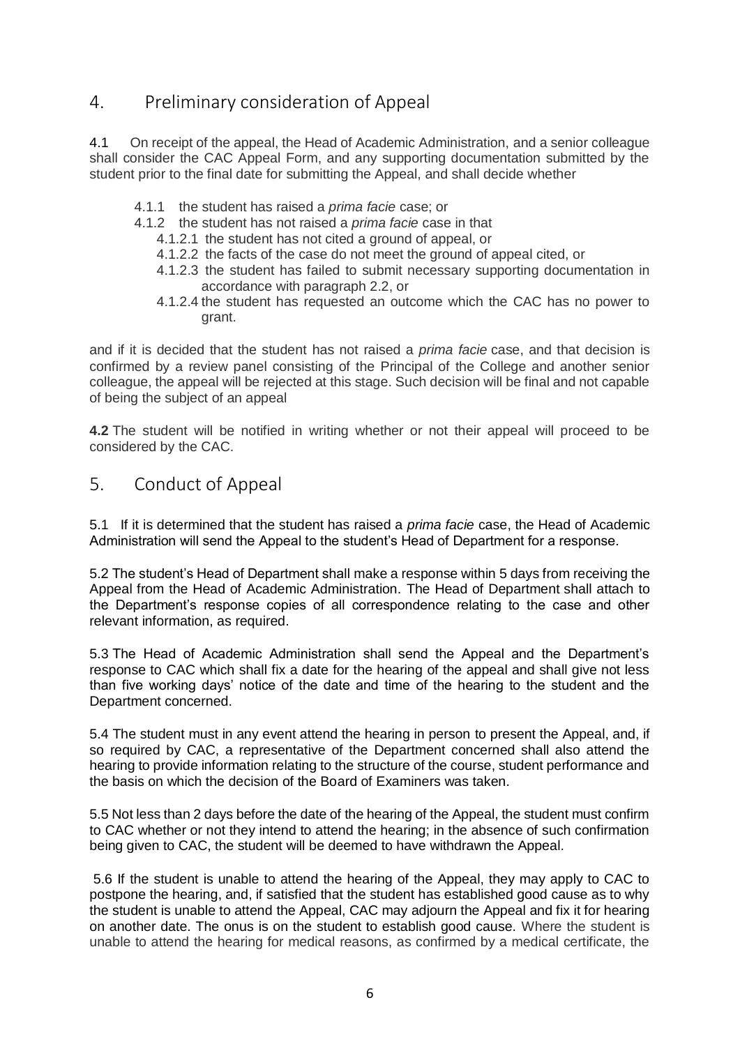## 4. Preliminary consideration of Appeal

4.1 On receipt of the appeal, the Head of Academic Administration, and a senior colleague shall consider the CAC Appeal Form, and any supporting documentation submitted by the student prior to the final date for submitting the Appeal, and shall decide whether

- 4.1.1 the student has raised a *prima facie* case; or
- 4.1.2 the student has not raised a *prima facie* case in that
  - 4.1.2.1 the student has not cited a ground of appeal, or
  - 4.1.2.2 the facts of the case do not meet the ground of appeal cited, or
  - 4.1.2.3 the student has failed to submit necessary supporting documentation in accordance with paragraph 2.2, or
  - 4.1.2.4 the student has requested an outcome which the CAC has no power to grant.

and if it is decided that the student has not raised a *prima facie* case, and that decision is confirmed by a review panel consisting of the Principal of the College and another senior colleague, the appeal will be rejected at this stage. Such decision will be final and not capable of being the subject of an appeal

**4.2** The student will be notified in writing whether or not their appeal will proceed to be considered by the CAC.

## 5. Conduct of Appeal

5.1 If it is determined that the student has raised a *prima facie* case, the Head of Academic Administration will send the Appeal to the student's Head of Department for a response.

5.2 The student's Head of Department shall make a response within 5 days from receiving the Appeal from the Head of Academic Administration. The Head of Department shall attach to the Department's response copies of all correspondence relating to the case and other relevant information, as required.

5.3 The Head of Academic Administration shall send the Appeal and the Department's response to CAC which shall fix a date for the hearing of the appeal and shall give not less than five working days' notice of the date and time of the hearing to the student and the Department concerned.

5.4 The student must in any event attend the hearing in person to present the Appeal, and, if so required by CAC, a representative of the Department concerned shall also attend the hearing to provide information relating to the structure of the course, student performance and the basis on which the decision of the Board of Examiners was taken.

5.5 Not less than 2 days before the date of the hearing of the Appeal, the student must confirm to CAC whether or not they intend to attend the hearing; in the absence of such confirmation being given to CAC, the student will be deemed to have withdrawn the Appeal.

5.6 If the student is unable to attend the hearing of the Appeal, they may apply to CAC to postpone the hearing, and, if satisfied that the student has established good cause as to why the student is unable to attend the Appeal, CAC may adjourn the Appeal and fix it for hearing on another date. The onus is on the student to establish good cause. Where the student is unable to attend the hearing for medical reasons, as confirmed by a medical certificate, the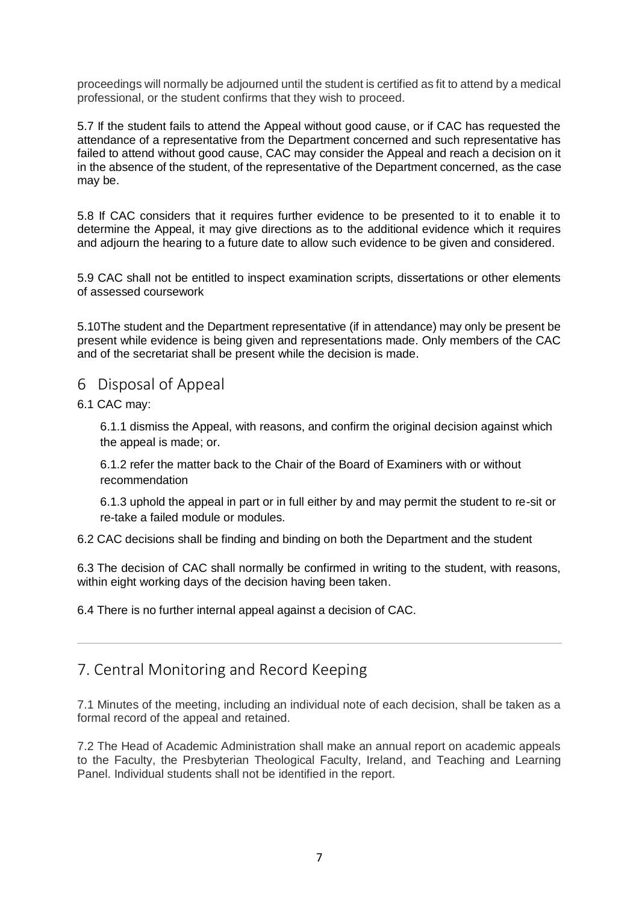proceedings will normally be adjourned until the student is certified as fit to attend by a medical professional, or the student confirms that they wish to proceed.

5.7 If the student fails to attend the Appeal without good cause, or if CAC has requested the attendance of a representative from the Department concerned and such representative has failed to attend without good cause, CAC may consider the Appeal and reach a decision on it in the absence of the student, of the representative of the Department concerned, as the case may be.

5.8 If CAC considers that it requires further evidence to be presented to it to enable it to determine the Appeal, it may give directions as to the additional evidence which it requires and adjourn the hearing to a future date to allow such evidence to be given and considered.

5.9 CAC shall not be entitled to inspect examination scripts, dissertations or other elements of assessed coursework

5.10The student and the Department representative (if in attendance) may only be present be present while evidence is being given and representations made. Only members of the CAC and of the secretariat shall be present while the decision is made.

## 6 Disposal of Appeal

6.1 CAC may:

6.1.1 dismiss the Appeal, with reasons, and confirm the original decision against which the appeal is made; or.

6.1.2 refer the matter back to the Chair of the Board of Examiners with or without recommendation

6.1.3 uphold the appeal in part or in full either by and may permit the student to re-sit or re-take a failed module or modules.

6.2 CAC decisions shall be finding and binding on both the Department and the student

6.3 The decision of CAC shall normally be confirmed in writing to the student, with reasons, within eight working days of the decision having been taken.

6.4 There is no further internal appeal against a decision of CAC.

---

## 7. Central Monitoring and Record Keeping

7.1 Minutes of the meeting, including an individual note of each decision, shall be taken as a formal record of the appeal and retained.

7.2 The Head of Academic Administration shall make an annual report on academic appeals to the Faculty, the Presbyterian Theological Faculty, Ireland, and Teaching and Learning Panel. Individual students shall not be identified in the report.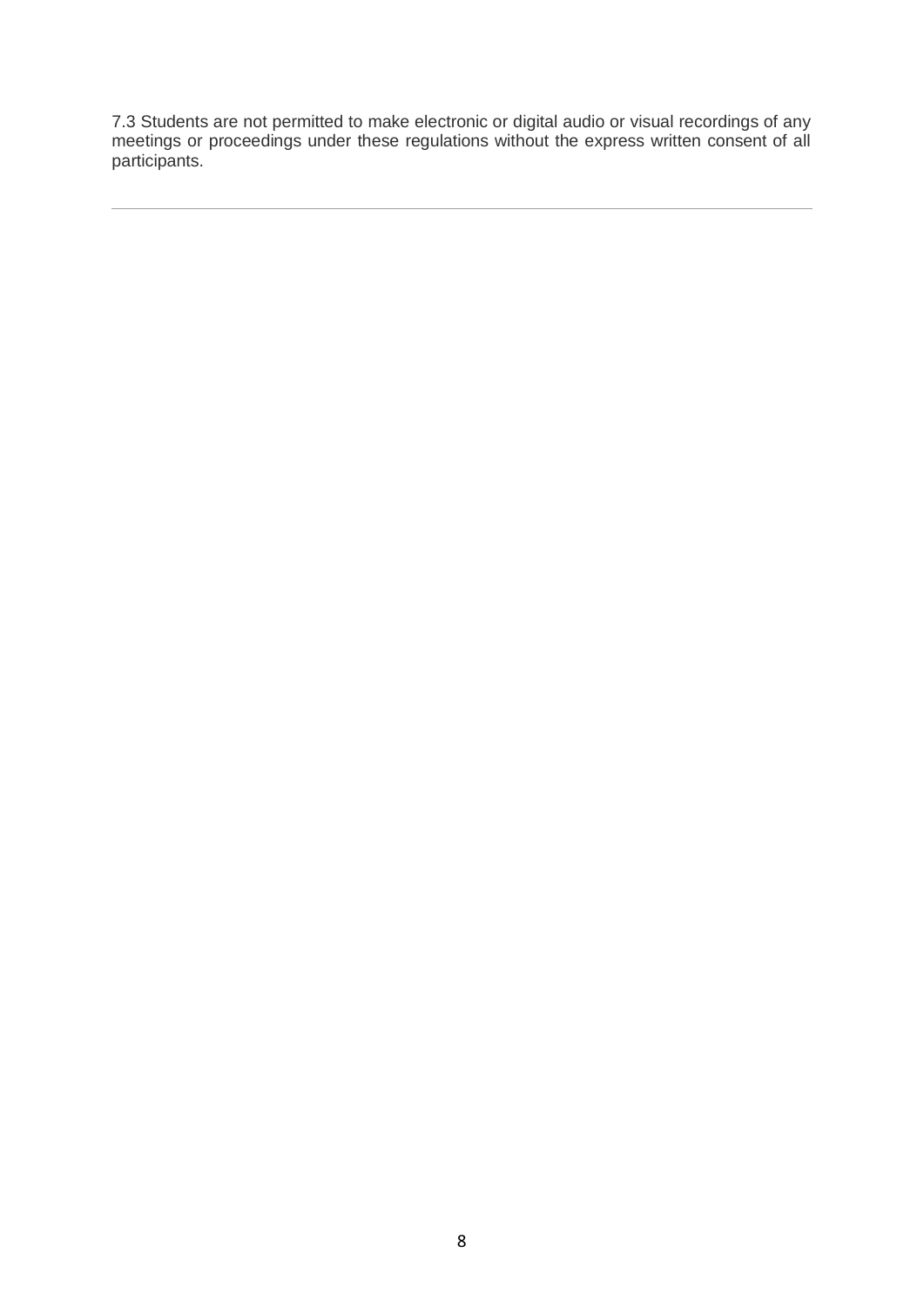7.3 Students are not permitted to make electronic or digital audio or visual recordings of any meetings or proceedings under these regulations without the express written consent of all participants.

---